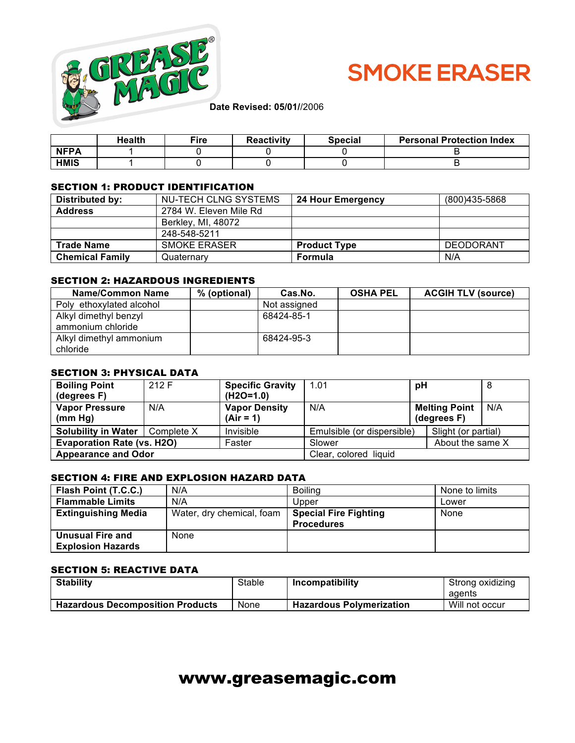# SMOKE ERASER

**Date Revised: 05/01/**/2006

| | Health | Fire | Reactivity | Special | Personal Protection Index |
|---|---|---|---|---|---|
| **NFPA** | 1 | 0 | 0 | 0 | B |
| **HMIS** | 1 | 0 | 0 | 0 | B |

## SECTION 1: PRODUCT IDENTIFICATION

| | | | |
|---|---|---|---|
| **Distributed by:** | NU-TECH CLNG SYSTEMS | **24 Hour Emergency** | (800)435-5868 |
| **Address** | 2784 W. Eleven Mile Rd | | |
| | Berkley, MI, 48072 | | |
| | 248-548-5211 | | |
| **Trade Name** | SMOKE ERASER | **Product Type** | DEODORANT |
| **Chemical Family** | Quaternary | **Formula** | N/A |

## SECTION 2: HAZARDOUS INGREDIENTS

| Name/Common Name | % (optional) | Cas.No. | OSHA PEL | ACGIH TLV (source) |
|---|---|---|---|---|
| Poly ethoxylated alcohol | | Not assigned | | |
| Alkyl dimethyl benzyl ammonium chloride | | 68424-85-1 | | |
| Alkyl dimethyl ammonium chloride | | 68424-95-3 | | |

## SECTION 3: PHYSICAL DATA

| | | | | | |
|---|---|---|---|---|---|
| **Boiling Point (degrees F)** | 212 F | **Specific Gravity (H2O=1.0)** | 1.01 | **pH** | 8 |
| **Vapor Pressure (mm Hg)** | N/A | **Vapor Density (Air = 1)** | N/A | **Melting Point (degrees F)** | N/A |
| **Solubility in Water** | Complete X | Invisible | Emulsible (or dispersible) | Slight (or partial) | |
| **Evaporation Rate (vs. H2O)** | | Faster | Slower | About the same X | |
| **Appearance and Odor** | | | Clear, colored liquid | | |

## SECTION 4: FIRE AND EXPLOSION HAZARD DATA

| | | | |
|---|---|---|---|
| **Flash Point (T.C.C.)** | N/A | Boiling | None to limits |
| **Flammable Limits** | N/A | Upper | Lower |
| **Extinguishing Media** | Water, dry chemical, foam | **Special Fire Fighting Procedures** | None |
| **Unusual Fire and Explosion Hazards** | None | | |

## SECTION 5: REACTIVE DATA

| | | | |
|---|---|---|---|
| **Stability** | Stable | **Incompatibility** | Strong oxidizing agents |
| **Hazardous Decomposition Products** | None | **Hazardous Polymerization** | Will not occur |

**www.greasemagic.com**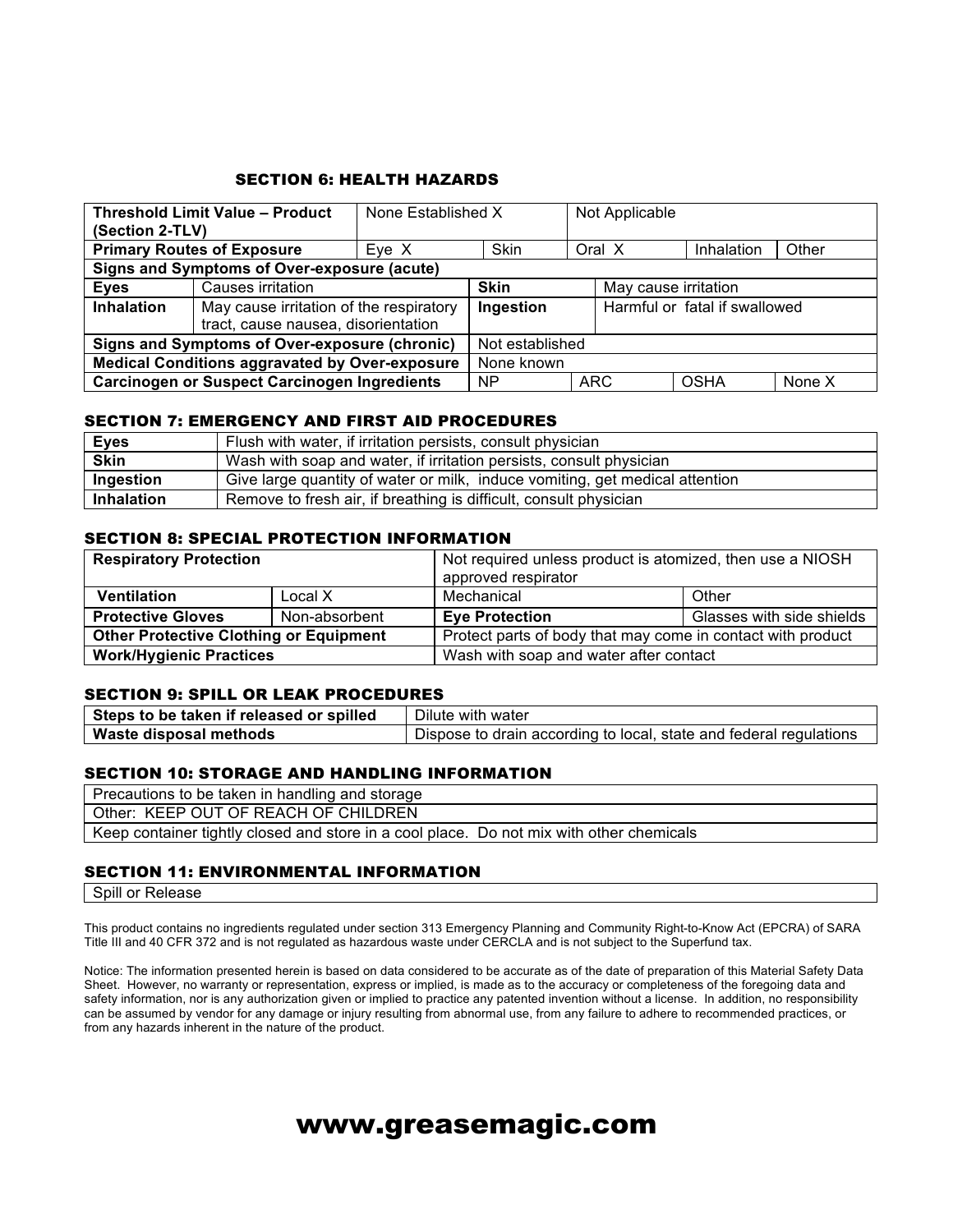## SECTION 6: HEALTH HAZARDS

| | | | | | | |
|---|---|---|---|---|---|---|
| **Threshold Limit Value – Product (Section 2-TLV)** | | None Established X | | Not Applicable | | |
| **Primary Routes of Exposure** | | Eye X | Skin | Oral X | Inhalation | Other |
| **Signs and Symptoms of Over-exposure (acute)** | | | | | | |
| **Eyes** | Causes irritation | | **Skin** | May cause irritation | | |
| **Inhalation** | May cause irritation of the respiratory tract, cause nausea, disorientation | | **Ingestion** | Harmful or fatal if swallowed | | |
| **Signs and Symptoms of Over-exposure (chronic)** | | | Not established | | | |
| **Medical Conditions aggravated by Over-exposure** | | | None known | | | |
| **Carcinogen or Suspect Carcinogen Ingredients** | | | NP | ARC | OSHA | None X |

## SECTION 7: EMERGENCY AND FIRST AID PROCEDURES

| | |
|---|---|
| **Eyes** | Flush with water, if irritation persists, consult physician |
| **Skin** | Wash with soap and water, if irritation persists, consult physician |
| **Ingestion** | Give large quantity of water or milk, induce vomiting, get medical attention |
| **Inhalation** | Remove to fresh air, if breathing is difficult, consult physician |

## SECTION 8: SPECIAL PROTECTION INFORMATION

| | | | |
|---|---|---|---|
| **Respiratory Protection** | | Not required unless product is atomized, then use a NIOSH approved respirator | |
| **Ventilation** | Local X | Mechanical | Other |
| **Protective Gloves** | Non-absorbent | **Eye Protection** | Glasses with side shields |
| **Other Protective Clothing or Equipment** | | Protect parts of body that may come in contact with product | |
| **Work/Hygienic Practices** | | Wash with soap and water after contact | |

## SECTION 9: SPILL OR LEAK PROCEDURES

| | |
|---|---|
| **Steps to be taken if released or spilled** | Dilute with water |
| **Waste disposal methods** | Dispose to drain according to local, state and federal regulations |

## SECTION 10: STORAGE AND HANDLING INFORMATION

| |
|---|
| Precautions to be taken in handling and storage |
| Other: KEEP OUT OF REACH OF CHILDREN |
| Keep container tightly closed and store in a cool place. Do not mix with other chemicals |

## SECTION 11: ENVIRONMENTAL INFORMATION

| |
|---|
| Spill or Release |

This product contains no ingredients regulated under section 313 Emergency Planning and Community Right-to-Know Act (EPCRA) of SARA Title III and 40 CFR 372 and is not regulated as hazardous waste under CERCLA and is not subject to the Superfund tax.

Notice: The information presented herein is based on data considered to be accurate as of the date of preparation of this Material Safety Data Sheet. However, no warranty or representation, express or implied, is made as to the accuracy or completeness of the foregoing data and safety information, nor is any authorization given or implied to practice any patented invention without a license. In addition, no responsibility can be assumed by vendor for any damage or injury resulting from abnormal use, from any failure to adhere to recommended practices, or from any hazards inherent in the nature of the product.

# www.greasemagic.com